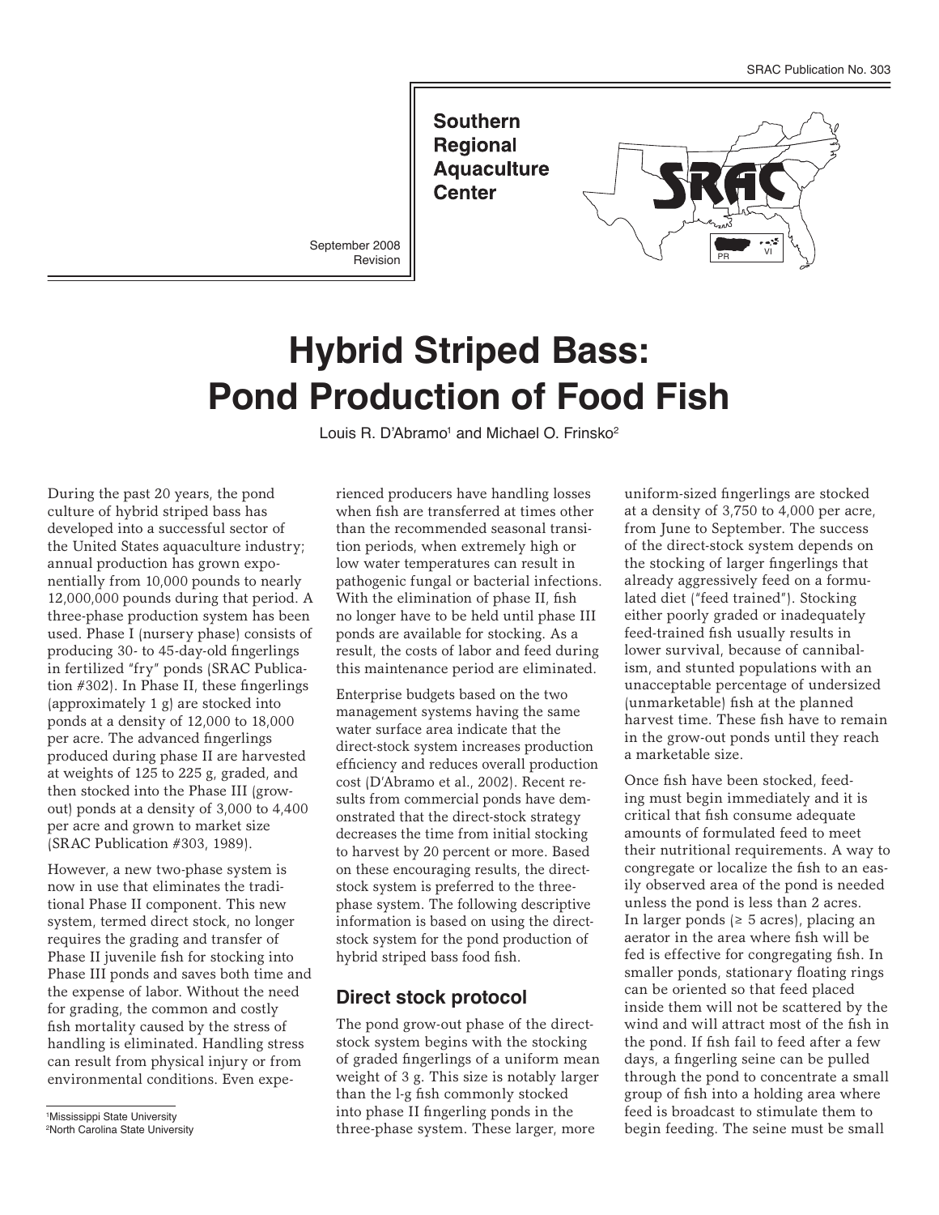SRAC Publication No. 303

**Southern Regional Aquaculture Center**

September 2008
Revision

# Hybrid Striped Bass: Pond Production of Food Fish

Louis R. D'Abramo[1] and Michael O. Frinsko[2]

During the past 20 years, the pond culture of hybrid striped bass has developed into a successful sector of the United States aquaculture industry; annual production has grown exponentially from 10,000 pounds to nearly 12,000,000 pounds during that period. A three-phase production system has been used. Phase I (nursery phase) consists of producing 30- to 45-day-old fingerlings in fertilized "fry" ponds (SRAC Publication #302). In Phase II, these fingerlings (approximately 1 g) are stocked into ponds at a density of 12,000 to 18,000 per acre. The advanced fingerlings produced during phase II are harvested at weights of 125 to 225 g, graded, and then stocked into the Phase III (grow-out) ponds at a density of 3,000 to 4,400 per acre and grown to market size (SRAC Publication #303, 1989).

However, a new two-phase system is now in use that eliminates the traditional Phase II component. This new system, termed direct stock, no longer requires the grading and transfer of Phase II juvenile fish for stocking into Phase III ponds and saves both time and the expense of labor. Without the need for grading, the common and costly fish mortality caused by the stress of handling is eliminated. Handling stress can result from physical injury or from environmental conditions. Even experienced producers have handling losses when fish are transferred at times other than the recommended seasonal transition periods, when extremely high or low water temperatures can result in pathogenic fungal or bacterial infections. With the elimination of phase II, fish no longer have to be held until phase III ponds are available for stocking. As a result, the costs of labor and feed during this maintenance period are eliminated.

Enterprise budgets based on the two management systems having the same water surface area indicate that the direct-stock system increases production efficiency and reduces overall production cost (D'Abramo et al., 2002). Recent results from commercial ponds have demonstrated that the direct-stock strategy decreases the time from initial stocking to harvest by 20 percent or more. Based on these encouraging results, the direct-stock system is preferred to the three-phase system. The following descriptive information is based on using the direct-stock system for the pond production of hybrid striped bass food fish.

## Direct stock protocol

The pond grow-out phase of the direct-stock system begins with the stocking of graded fingerlings of a uniform mean weight of 3 g. This size is notably larger than the l-g fish commonly stocked into phase II fingerling ponds in the three-phase system. These larger, more uniform-sized fingerlings are stocked at a density of 3,750 to 4,000 per acre, from June to September. The success of the direct-stock system depends on the stocking of larger fingerlings that already aggressively feed on a formulated diet ("feed trained"). Stocking either poorly graded or inadequately feed-trained fish usually results in lower survival, because of cannibalism, and stunted populations with an unacceptable percentage of undersized (unmarketable) fish at the planned harvest time. These fish have to remain in the grow-out ponds until they reach a marketable size.

Once fish have been stocked, feeding must begin immediately and it is critical that fish consume adequate amounts of formulated feed to meet their nutritional requirements. A way to congregate or localize the fish to an easily observed area of the pond is needed unless the pond is less than 2 acres. In larger ponds (≥ 5 acres), placing an aerator in the area where fish will be fed is effective for congregating fish. In smaller ponds, stationary floating rings can be oriented so that feed placed inside them will not be scattered by the wind and will attract most of the fish in the pond. If fish fail to feed after a few days, a fingerling seine can be pulled through the pond to concentrate a small group of fish into a holding area where feed is broadcast to stimulate them to begin feeding. The seine must be small

[1]Mississippi State University
[2]North Carolina State University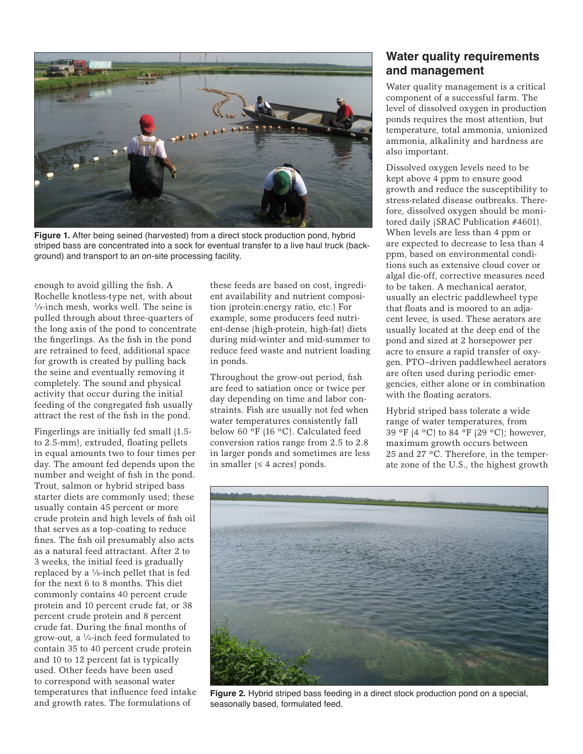Figure 1. After being seined (harvested) from a direct stock production pond, hybrid striped bass are concentrated into a sock for eventual transfer to a live haul truck (background) and transport to an on-site processing facility.

enough to avoid gilling the fish. A Rochelle knotless-type net, with about ⅛-inch mesh, works well. The seine is pulled through about three-quarters of the long axis of the pond to concentrate the fingerlings. As the fish in the pond are retrained to feed, additional space for growth is created by pulling back the seine and eventually removing it completely. The sound and physical activity that occur during the initial feeding of the congregated fish usually attract the rest of the fish in the pond.

Fingerlings are initially fed small (1.5- to 2.5-mm), extruded, floating pellets in equal amounts two to four times per day. The amount fed depends upon the number and weight of fish in the pond. Trout, salmon or hybrid striped bass starter diets are commonly used; these usually contain 45 percent or more crude protein and high levels of fish oil that serves as a top-coating to reduce fines. The fish oil presumably also acts as a natural feed attractant. After 2 to 3 weeks, the initial feed is gradually replaced by a ⅛-inch pellet that is fed for the next 6 to 8 months. This diet commonly contains 40 percent crude protein and 10 percent crude fat, or 38 percent crude protein and 8 percent crude fat. During the final months of grow-out, a ¼-inch feed formulated to contain 35 to 40 percent crude protein and 10 to 12 percent fat is typically used. Other feeds have been used to correspond with seasonal water temperatures that influence feed intake and growth rates. The formulations of these feeds are based on cost, ingredient availability and nutrient composition (protein:energy ratio, etc.) For example, some producers feed nutrient-dense (high-protein, high-fat) diets during mid-winter and mid-summer to reduce feed waste and nutrient loading in ponds.

Throughout the grow-out period, fish are feed to satiation once or twice per day depending on time and labor constraints. Fish are usually not fed when water temperatures consistently fall below 60 °F (16 °C). Calculated feed conversion ratios range from 2.5 to 2.8 in larger ponds and sometimes are less in smaller (≤ 4 acres) ponds.

## Water quality requirements and management

Water quality management is a critical component of a successful farm. The level of dissolved oxygen in production ponds requires the most attention, but temperature, total ammonia, unionized ammonia, alkalinity and hardness are also important.

Dissolved oxygen levels need to be kept above 4 ppm to ensure good growth and reduce the susceptibility to stress-related disease outbreaks. Therefore, dissolved oxygen should be monitored daily (SRAC Publication #4601). When levels are less than 4 ppm or are expected to decrease to less than 4 ppm, based on environmental conditions such as extensive cloud cover or algal die-off, corrective measures need to be taken. A mechanical aerator, usually an electric paddlewheel type that floats and is moored to an adjacent levee, is used. These aerators are usually located at the deep end of the pond and sized at 2 horsepower per acre to ensure a rapid transfer of oxygen. PTO–driven paddlewheel aerators are often used during periodic emergencies, either alone or in combination with the floating aerators.

Hybrid striped bass tolerate a wide range of water temperatures, from 39 °F (4 °C) to 84 °F (29 °C); however, maximum growth occurs between 25 and 27 °C. Therefore, in the temperate zone of the U.S., the highest growth

Figure 2. Hybrid striped bass feeding in a direct stock production pond on a special, seasonally based, formulated feed.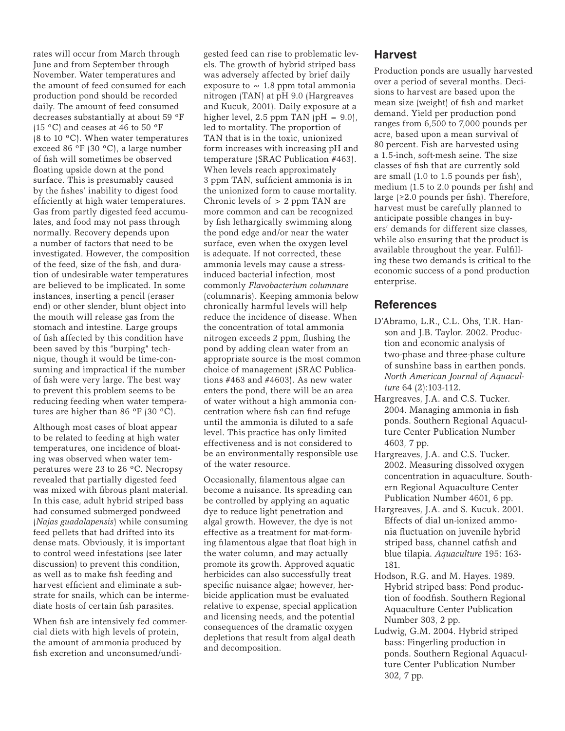rates will occur from March through June and from September through November. Water temperatures and the amount of feed consumed for each production pond should be recorded daily. The amount of feed consumed decreases substantially at about 59 °F (15 °C) and ceases at 46 to 50 °F (8 to 10 °C). When water temperatures exceed 86 °F (30 °C), a large number of fish will sometimes be observed floating upside down at the pond surface. This is presumably caused by the fishes' inability to digest food efficiently at high water temperatures. Gas from partly digested feed accumulates, and food may not pass through normally. Recovery depends upon a number of factors that need to be investigated. However, the composition of the feed, size of the fish, and duration of undesirable water temperatures are believed to be implicated. In some instances, inserting a pencil (eraser end) or other slender, blunt object into the mouth will release gas from the stomach and intestine. Large groups of fish affected by this condition have been saved by this "burping" technique, though it would be time-consuming and impractical if the number of fish were very large. The best way to prevent this problem seems to be reducing feeding when water temperatures are higher than 86 °F (30 °C).

Although most cases of bloat appear to be related to feeding at high water temperatures, one incidence of bloating was observed when water temperatures were 23 to 26 °C. Necropsy revealed that partially digested feed was mixed with fibrous plant material. In this case, adult hybrid striped bass had consumed submerged pondweed (*Najas guadalapensis*) while consuming feed pellets that had drifted into its dense mats. Obviously, it is important to control weed infestations (see later discussion) to prevent this condition, as well as to make fish feeding and harvest efficient and eliminate a substrate for snails, which can be intermediate hosts of certain fish parasites.

When fish are intensively fed commercial diets with high levels of protein, the amount of ammonia produced by fish excretion and unconsumed/undigested feed can rise to problematic levels. The growth of hybrid striped bass was adversely affected by brief daily exposure to ~ 1.8 ppm total ammonia nitrogen (TAN) at pH 9.0 (Hargreaves and Kucuk, 2001). Daily exposure at a higher level, 2.5 ppm TAN (pH = 9.0), led to mortality. The proportion of TAN that is in the toxic, unionized form increases with increasing pH and temperature (SRAC Publication #463). When levels reach approximately 3 ppm TAN, sufficient ammonia is in the unionized form to cause mortality. Chronic levels of > 2 ppm TAN are more common and can be recognized by fish lethargically swimming along the pond edge and/or near the water surface, even when the oxygen level is adequate. If not corrected, these ammonia levels may cause a stress-induced bacterial infection, most commonly *Flavobacterium columnare* (columnaris). Keeping ammonia below chronically harmful levels will help reduce the incidence of disease. When the concentration of total ammonia nitrogen exceeds 2 ppm, flushing the pond by adding clean water from an appropriate source is the most common choice of management (SRAC Publications #463 and #4603). As new water enters the pond, there will be an area of water without a high ammonia concentration where fish can find refuge until the ammonia is diluted to a safe level. This practice has only limited effectiveness and is not considered to be an environmentally responsible use of the water resource.

Occasionally, filamentous algae can become a nuisance. Its spreading can be controlled by applying an aquatic dye to reduce light penetration and algal growth. However, the dye is not effective as a treatment for mat-forming filamentous algae that float high in the water column, and may actually promote its growth. Approved aquatic herbicides can also successfully treat specific nuisance algae; however, herbicide application must be evaluated relative to expense, special application and licensing needs, and the potential consequences of the dramatic oxygen depletions that result from algal death and decomposition.

## Harvest

Production ponds are usually harvested over a period of several months. Decisions to harvest are based upon the mean size (weight) of fish and market demand. Yield per production pond ranges from 6,500 to 7,000 pounds per acre, based upon a mean survival of 80 percent. Fish are harvested using a 1.5-inch, soft-mesh seine. The size classes of fish that are currently sold are small (1.0 to 1.5 pounds per fish), medium (1.5 to 2.0 pounds per fish) and large (≥2.0 pounds per fish). Therefore, harvest must be carefully planned to anticipate possible changes in buyers' demands for different size classes, while also ensuring that the product is available throughout the year. Fulfilling these two demands is critical to the economic success of a pond production enterprise.

## References

D'Abramo, L.R., C.L. Ohs, T.R. Hanson and J.B. Taylor. 2002. Production and economic analysis of two-phase and three-phase culture of sunshine bass in earthen ponds. *North American Journal of Aquaculture* 64 (2):103-112.

Hargreaves, J.A. and C.S. Tucker. 2004. Managing ammonia in fish ponds. Southern Regional Aquaculture Center Publication Number 4603, 7 pp.

Hargreaves, J.A. and C.S. Tucker. 2002. Measuring dissolved oxygen concentration in aquaculture. Southern Regional Aquaculture Center Publication Number 4601, 6 pp.

Hargreaves, J.A. and S. Kucuk. 2001. Effects of dial un-ionized ammonia fluctuation on juvenile hybrid striped bass, channel catfish and blue tilapia. *Aquaculture* 195: 163-181.

Hodson, R.G. and M. Hayes. 1989. Hybrid striped bass: Pond production of foodfish. Southern Regional Aquaculture Center Publication Number 303, 2 pp.

Ludwig, G.M. 2004. Hybrid striped bass: Fingerling production in ponds. Southern Regional Aquaculture Center Publication Number 302, 7 pp.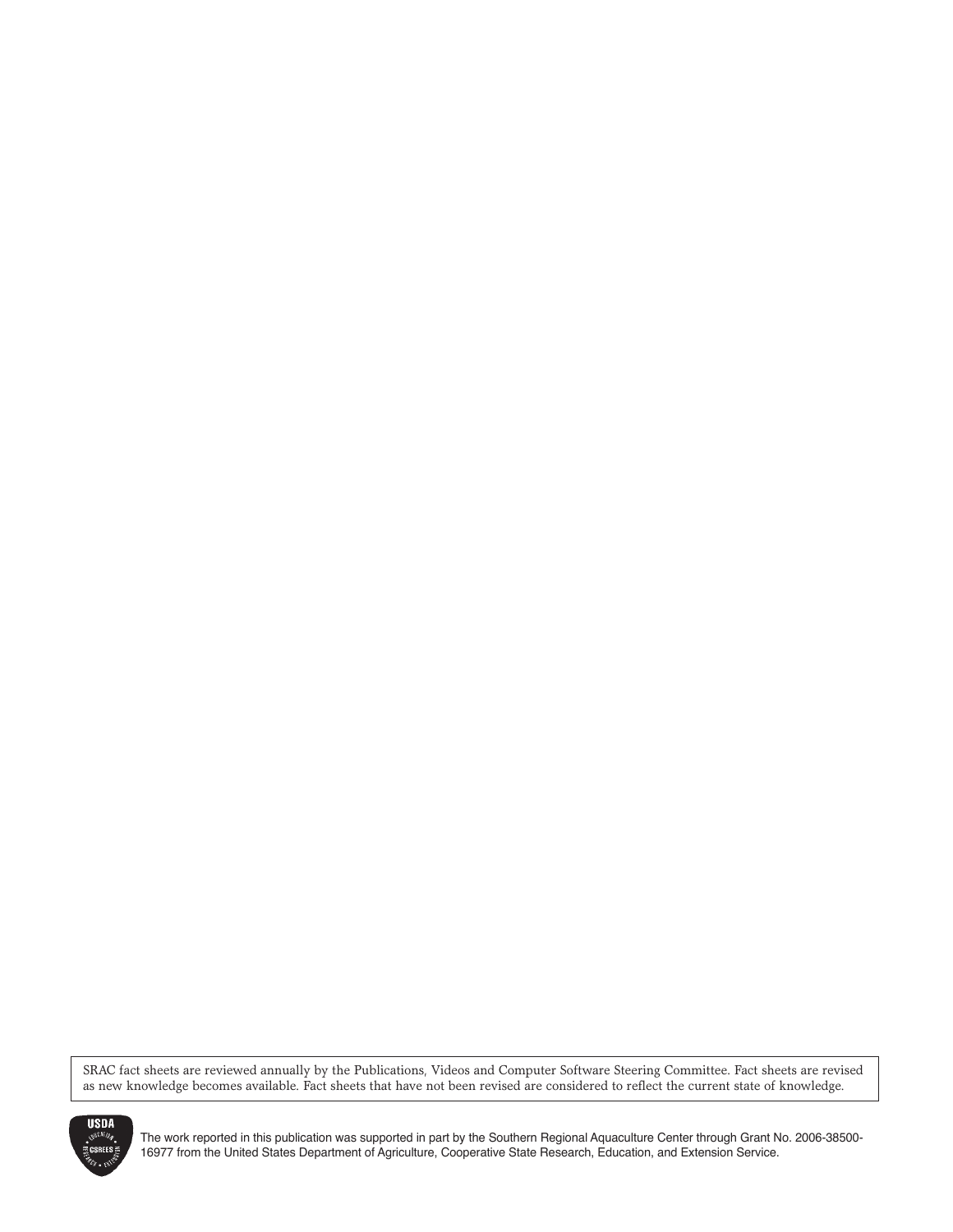SRAC fact sheets are reviewed annually by the Publications, Videos and Computer Software Steering Committee. Fact sheets are revised as new knowledge becomes available. Fact sheets that have not been revised are considered to reflect the current state of knowledge.

The work reported in this publication was supported in part by the Southern Regional Aquaculture Center through Grant No. 2006-38500-16977 from the United States Department of Agriculture, Cooperative State Research, Education, and Extension Service.